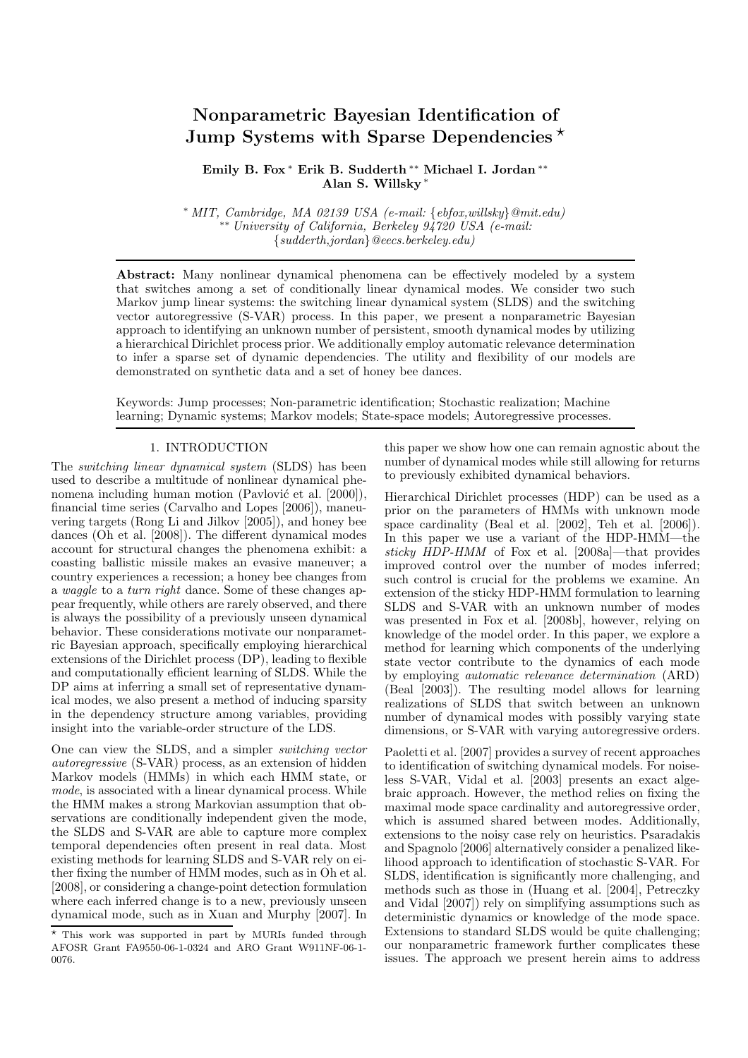# Nonparametric Bayesian Identification of Jump Systems with Sparse Dependencies ⋆

**Emily B. Fox** [*] **Erik B. Sudderth** [**] **Michael I. Jordan** [**] **Alan S. Willsky** [*]

[*] *MIT, Cambridge, MA 02139 USA (e-mail: {ebfox,willsky}@mit.edu)*
[**] *University of California, Berkeley 94720 USA (e-mail: {sudderth,jordan}@eecs.berkeley.edu)*

---

**Abstract:** Many nonlinear dynamical phenomena can be effectively modeled by a system that switches among a set of conditionally linear dynamical modes. We consider two such Markov jump linear systems: the switching linear dynamical system (SLDS) and the switching vector autoregressive (S-VAR) process. In this paper, we present a nonparametric Bayesian approach to identifying an unknown number of persistent, smooth dynamical modes by utilizing a hierarchical Dirichlet process prior. We additionally employ automatic relevance determination to infer a sparse set of dynamic dependencies. The utility and flexibility of our models are demonstrated on synthetic data and a set of honey bee dances.

Keywords: Jump processes; Non-parametric identification; Stochastic realization; Machine learning; Dynamic systems; Markov models; State-space models; Autoregressive processes.

---

## 1. INTRODUCTION

The *switching linear dynamical system* (SLDS) has been used to describe a multitude of nonlinear dynamical phenomena including human motion (Pavlović et al. [2000]), financial time series (Carvalho and Lopes [2006]), maneuvering targets (Rong Li and Jilkov [2005]), and honey bee dances (Oh et al. [2008]). The different dynamical modes account for structural changes the phenomena exhibit: a coasting ballistic missile makes an evasive maneuver; a country experiences a recession; a honey bee changes from a *waggle* to a *turn right* dance. Some of these changes appear frequently, while others are rarely observed, and there is always the possibility of a previously unseen dynamical behavior. These considerations motivate our nonparametric Bayesian approach, specifically employing hierarchical extensions of the Dirichlet process (DP), leading to flexible and computationally efficient learning of SLDS. While the DP aims at inferring a small set of representative dynamical modes, we also present a method of inducing sparsity in the dependency structure among variables, providing insight into the variable-order structure of the LDS.

One can view the SLDS, and a simpler *switching vector autoregressive* (S-VAR) process, as an extension of hidden Markov models (HMMs) in which each HMM state, or *mode*, is associated with a linear dynamical process. While the HMM makes a strong Markovian assumption that observations are conditionally independent given the mode, the SLDS and S-VAR are able to capture more complex temporal dependencies often present in real data. Most existing methods for learning SLDS and S-VAR rely on either fixing the number of HMM modes, such as in Oh et al. [2008], or considering a change-point detection formulation where each inferred change is to a new, previously unseen dynamical mode, such as in Xuan and Murphy [2007]. In this paper we show how one can remain agnostic about the number of dynamical modes while still allowing for returns to previously exhibited dynamical behaviors.

Hierarchical Dirichlet processes (HDP) can be used as a prior on the parameters of HMMs with unknown mode space cardinality (Beal et al. [2002], Teh et al. [2006]). In this paper we use a variant of the HDP-HMM—the *sticky HDP-HMM* of Fox et al. [2008a]—that provides improved control over the number of modes inferred; such control is crucial for the problems we examine. An extension of the sticky HDP-HMM formulation to learning SLDS and S-VAR with an unknown number of modes was presented in Fox et al. [2008b], however, relying on knowledge of the model order. In this paper, we explore a method for learning which components of the underlying state vector contribute to the dynamics of each mode by employing *automatic relevance determination* (ARD) (Beal [2003]). The resulting model allows for learning realizations of SLDS that switch between an unknown number of dynamical modes with possibly varying state dimensions, or S-VAR with varying autoregressive orders.

Paoletti et al. [2007] provides a survey of recent approaches to identification of switching dynamical models. For noiseless S-VAR, Vidal et al. [2003] presents an exact algebraic approach. However, the method relies on fixing the maximal mode space cardinality and autoregressive order, which is assumed shared between modes. Additionally, extensions to the noisy case rely on heuristics. Psaradakis and Spagnolo [2006] alternatively consider a penalized likelihood approach to identification of stochastic S-VAR. For SLDS, identification is significantly more challenging, and methods such as those in (Huang et al. [2004], Petreczky and Vidal [2007]) rely on simplifying assumptions such as deterministic dynamics or knowledge of the mode space. Extensions to standard SLDS would be quite challenging; our nonparametric framework further complicates these issues. The approach we present herein aims to address

---

⋆ This work was supported in part by MURIs funded through AFOSR Grant FA9550-06-1-0324 and ARO Grant W911NF-06-1-0076.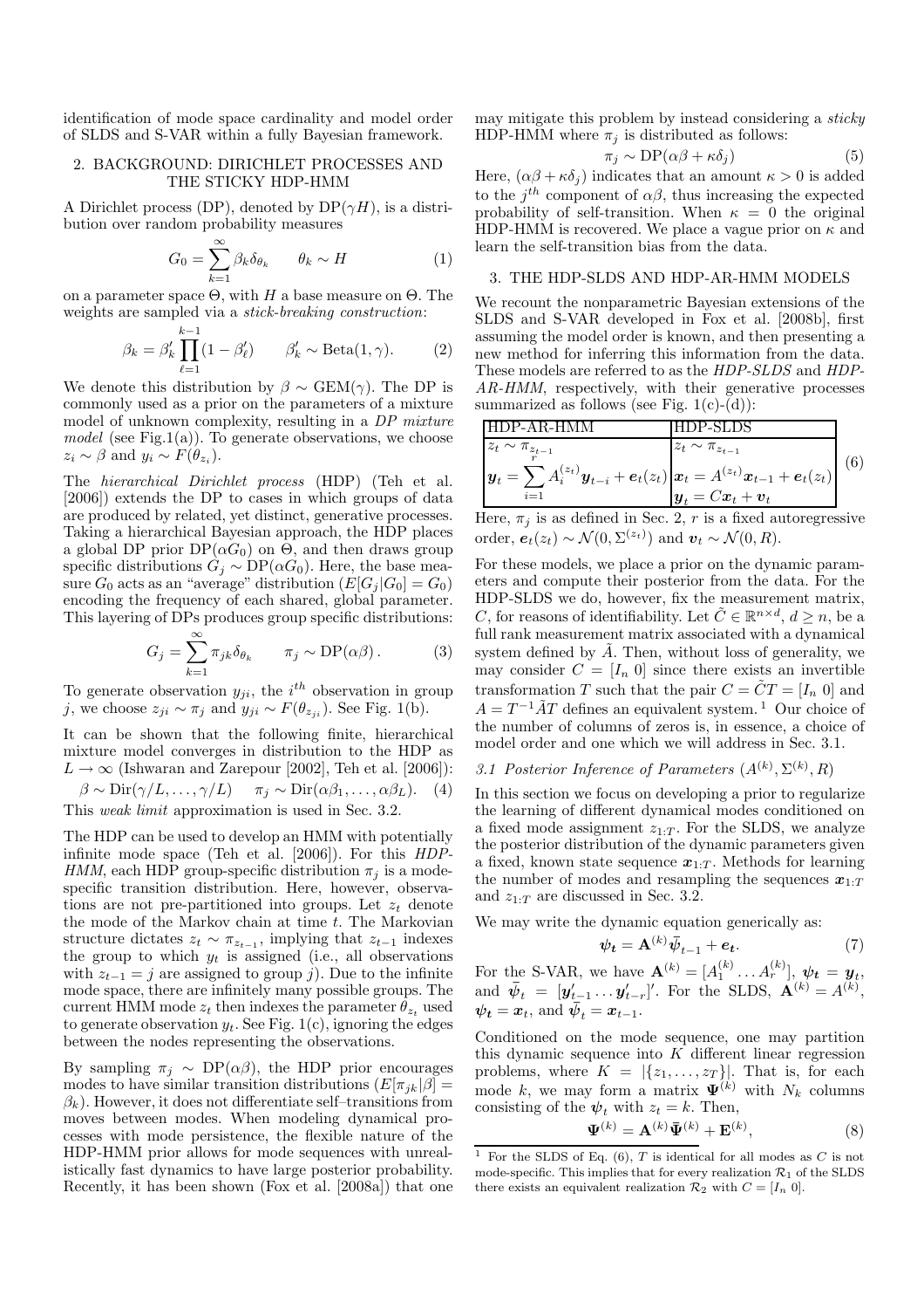identification of mode space cardinality and model order of SLDS and S-VAR within a fully Bayesian framework.

## 2. BACKGROUND: DIRICHLET PROCESSES AND THE STICKY HDP-HMM

A Dirichlet process (DP), denoted by $\mathrm{DP}(\gamma H)$, is a distribution over random probability measures

$$G_0 = \sum_{k=1}^{\infty} \beta_k \delta_{\theta_k} \qquad \theta_k \sim H \tag{1}$$

on a parameter space $\Theta$, with $H$ a base measure on $\Theta$. The weights are sampled via a *stick-breaking construction*:

$$\beta_k = \beta'_k \prod_{\ell=1}^{k-1} (1 - \beta'_\ell) \qquad \beta'_k \sim \mathrm{Beta}(1, \gamma). \tag{2}$$

We denote this distribution by $\beta \sim \mathrm{GEM}(\gamma)$. The DP is commonly used as a prior on the parameters of a mixture model of unknown complexity, resulting in a *DP mixture model* (see Fig.1(a)). To generate observations, we choose $z_i \sim \beta$ and $y_i \sim F(\theta_{z_i})$.

The *hierarchical Dirichlet process* (HDP) (Teh et al. [2006]) extends the DP to cases in which groups of data are produced by related, yet distinct, generative processes. Taking a hierarchical Bayesian approach, the HDP places a global DP prior $\mathrm{DP}(\alpha G_0)$ on $\Theta$, and then draws group specific distributions $G_j \sim \mathrm{DP}(\alpha G_0)$. Here, the base measure $G_0$ acts as an "average" distribution ($E[G_j | G_0] = G_0$) encoding the frequency of each shared, global parameter. This layering of DPs produces group specific distributions:

$$G_j = \sum_{k=1}^{\infty} \pi_{jk} \delta_{\theta_k} \qquad \pi_j \sim \mathrm{DP}(\alpha\beta)\,. \tag{3}$$

To generate observation $y_{ji}$, the $i^{th}$ observation in group $j$, we choose $z_{ji} \sim \pi_j$ and $y_{ji} \sim F(\theta_{z_{ji}})$. See Fig. 1(b).

It can be shown that the following finite, hierarchical mixture model converges in distribution to the HDP as $L \to \infty$ (Ishwaran and Zarepour [2002], Teh et al. [2006]):

$$\beta \sim \mathrm{Dir}(\gamma/L, \ldots, \gamma/L) \qquad \pi_j \sim \mathrm{Dir}(\alpha\beta_1, \ldots, \alpha\beta_L). \tag{4}$$

This *weak limit* approximation is used in Sec. 3.2.

The HDP can be used to develop an HMM with potentially infinite mode space (Teh et al. [2006]). For this *HDP-HMM*, each HDP group-specific distribution $\pi_j$ is a mode-specific transition distribution. Here, however, observations are not pre-partitioned into groups. Let $z_t$ denote the mode of the Markov chain at time $t$. The Markovian structure dictates $z_t \sim \pi_{z_{t-1}}$, implying that $z_{t-1}$ indexes the group to which $y_t$ is assigned (i.e., all observations with $z_{t-1} = j$ are assigned to group $j$). Due to the infinite mode space, there are infinitely many possible groups. The current HMM mode $z_t$ then indexes the parameter $\theta_{z_t}$ used to generate observation $y_t$. See Fig. 1(c), ignoring the edges between the nodes representing the observations.

By sampling $\pi_j \sim \mathrm{DP}(\alpha\beta)$, the HDP prior encourages modes to have similar transition distributions ($E[\pi_{jk} | \beta] = \beta_k$). However, it does not differentiate self–transitions from moves between modes. When modeling dynamical processes with mode persistence, the flexible nature of the HDP-HMM prior allows for mode sequences with unrealistically fast dynamics to have large posterior probability. Recently, it has been shown (Fox et al. [2008a]) that one may mitigate this problem by instead considering a *sticky* HDP-HMM where $\pi_j$ is distributed as follows:

$$\pi_j \sim \mathrm{DP}(\alpha\beta + \kappa\delta_j) \tag{5}$$

Here, $(\alpha\beta + \kappa\delta_j)$ indicates that an amount $\kappa > 0$ is added to the $j^{th}$ component of $\alpha\beta$, thus increasing the expected probability of self-transition. When $\kappa = 0$ the original HDP-HMM is recovered. We place a vague prior on $\kappa$ and learn the self-transition bias from the data.

## 3. THE HDP-SLDS AND HDP-AR-HMM MODELS

We recount the nonparametric Bayesian extensions of the SLDS and S-VAR developed in Fox et al. [2008b], first assuming the model order is known, and then presenting a new method for inferring this information from the data. These models are referred to as the *HDP-SLDS* and *HDP-AR-HMM*, respectively, with their generative processes summarized as follows (see Fig. 1(c)-(d)):

| HDP-AR-HMM | HDP-SLDS |
|---|---|
| $z_t \sim \pi_{z_{t-1}}$ | $z_t \sim \pi_{z_{t-1}}$ |
| $\boldsymbol{y}_t = \sum_{i=1}^{r} A_i^{(z_t)} \boldsymbol{y}_{t-i} + \boldsymbol{e}_t(z_t)$ | $\boldsymbol{x}_t = A^{(z_t)} \boldsymbol{x}_{t-1} + \boldsymbol{e}_t(z_t)$ <br> $\boldsymbol{y}_t = C\boldsymbol{x}_t + \boldsymbol{v}_t$ |

(6)

Here, $\pi_j$ is as defined in Sec. 2, $r$ is a fixed autoregressive order, $\boldsymbol{e}_t(z_t) \sim \mathcal{N}(0, \Sigma^{(z_t)})$ and $\boldsymbol{v}_t \sim \mathcal{N}(0, R)$.

For these models, we place a prior on the dynamic parameters and compute their posterior from the data. For the HDP-SLDS we do, however, fix the measurement matrix, $C$, for reasons of identifiability. Let $\tilde{C} \in \mathbb{R}^{n \times d}$, $d \geq n$, be a full rank measurement matrix associated with a dynamical system defined by $\tilde{A}$. Then, without loss of generality, we may consider $C = [I_n \ 0]$ since there exists an invertible transformation $T$ such that the pair $C = \tilde{C}T = [I_n \ 0]$ and $A = T^{-1}\tilde{A}T$ defines an equivalent system. [1] Our choice of the number of columns of zeros is, in essence, a choice of model order and one which we will address in Sec. 3.1.

### 3.1 Posterior Inference of Parameters $(A^{(k)}, \Sigma^{(k)}, R)$

In this section we focus on developing a prior to regularize the learning of different dynamical modes conditioned on a fixed mode assignment $z_{1:T}$. For the SLDS, we analyze the posterior distribution of the dynamic parameters given a fixed, known state sequence $\boldsymbol{x}_{1:T}$. Methods for learning the number of modes and resampling the sequences $\boldsymbol{x}_{1:T}$ and $z_{1:T}$ are discussed in Sec. 3.2.

We may write the dynamic equation generically as:

$$\boldsymbol{\psi_t} = \mathbf{A}^{(k)} \bar{\boldsymbol{\psi}}_{t-1} + \boldsymbol{e_t}. \tag{7}$$

For the S-VAR, we have $\mathbf{A}^{(k)} = [A_1^{(k)} \ldots A_r^{(k)}]$, $\boldsymbol{\psi_t} = \boldsymbol{y_t}$, and $\bar{\boldsymbol{\psi}}_t = [\boldsymbol{y}'_{t-1} \ldots \boldsymbol{y}'_{t-r}]'$. For the SLDS, $\mathbf{A}^{(k)} = A^{(k)}$, $\boldsymbol{\psi_t} = \boldsymbol{x}_t$, and $\bar{\boldsymbol{\psi}}_t = \boldsymbol{x}_{t-1}$.

Conditioned on the mode sequence, one may partition this dynamic sequence into $K$ different linear regression problems, where $K = |\{z_1, \ldots, z_T\}|$. That is, for each mode $k$, we may form a matrix $\boldsymbol{\Psi}^{(k)}$ with $N_k$ columns consisting of the $\boldsymbol{\psi}_t$ with $z_t = k$. Then,

$$\boldsymbol{\Psi}^{(k)} = \mathbf{A}^{(k)} \bar{\boldsymbol{\Psi}}^{(k)} + \mathbf{E}^{(k)}, \tag{8}$$

[1] For the SLDS of Eq. (6), $T$ is identical for all modes as $C$ is not mode-specific. This implies that for every realization $\mathcal{R}_1$ of the SLDS there exists an equivalent realization $\mathcal{R}_2$ with $C = [I_n \ 0]$.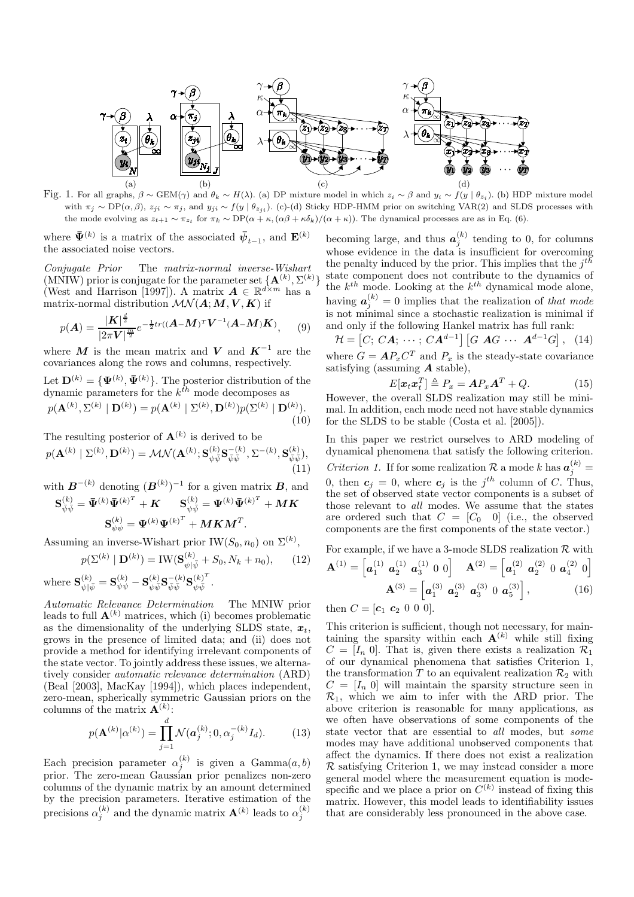Fig. 1. For all graphs, $\beta \sim \text{GEM}(\gamma)$ and $\theta_k \sim H(\lambda)$. (a) DP mixture model in which $z_i \sim \beta$ and $y_i \sim f(y \mid \theta_{z_i})$. (b) HDP mixture model with $\pi_j \sim \text{DP}(\alpha, \beta)$, $z_{ji} \sim \pi_j$, and $y_{ji} \sim f(y \mid \theta_{z_{ji}})$. (c)-(d) Sticky HDP-HMM prior on switching VAR(2) and SLDS processes with the mode evolving as $z_{t+1} \sim \pi_{z_t}$ for $\pi_k \sim \text{DP}(\alpha + \kappa, (\alpha\beta + \kappa\delta_k)/(\alpha + \kappa))$. The dynamical processes are as in Eq. (6).

where $\bar{\mathbf{\Psi}}^{(k)}$ is a matrix of the associated $\bar{\boldsymbol{\psi}}_{t-1}$, and $\mathbf{E}^{(k)}$ the associated noise vectors.

*Conjugate Prior* The *matrix-normal inverse-Wishart* (MNIW) prior is conjugate for the parameter set $\{\mathbf{A}^{(k)}, \Sigma^{(k)}\}$ (West and Harrison [1997]). A matrix $\boldsymbol{A} \in \mathbb{R}^{d \times m}$ has a matrix-normal distribution $\mathcal{MN}(\boldsymbol{A}; \boldsymbol{M}, \boldsymbol{V}, \boldsymbol{K})$ if

$$p(\boldsymbol{A}) = \frac{|\boldsymbol{K}|^{\frac{d}{2}}}{|2\pi \boldsymbol{V}|^{\frac{m}{2}}} e^{-\frac{1}{2}tr((\boldsymbol{A}-\boldsymbol{M})^T \boldsymbol{V}^{-1}(\boldsymbol{A}-\boldsymbol{M})\boldsymbol{K})}, \quad (9)$$

where $\boldsymbol{M}$ is the mean matrix and $\boldsymbol{V}$ and $\boldsymbol{K}^{-1}$ are the covariances along the rows and columns, respectively.

Let $\mathbf{D}^{(k)} = \{\mathbf{\Psi}^{(k)}, \bar{\mathbf{\Psi}}^{(k)}\}$. The posterior distribution of the dynamic parameters for the $k^{th}$ mode decomposes as

$$p(\mathbf{A}^{(k)}, \Sigma^{(k)} \mid \mathbf{D}^{(k)}) = p(\mathbf{A}^{(k)} \mid \Sigma^{(k)}, \mathbf{D}^{(k)}) p(\Sigma^{(k)} \mid \mathbf{D}^{(k)}). \quad (10)$$

The resulting posterior of $\mathbf{A}^{(k)}$ is derived to be

$$p(\mathbf{A}^{(k)} \mid \Sigma^{(k)}, \mathbf{D}^{(k)}) = \mathcal{MN}(\mathbf{A}^{(k)}; \mathbf{S}^{(k)}_{\psi\bar{\psi}} \mathbf{S}^{-(k)}_{\bar{\psi}\bar{\psi}}, \Sigma^{-(k)}, \mathbf{S}^{(k)}_{\bar{\psi}\bar{\psi}}), \quad (11)$$

with $\boldsymbol{B}^{-(k)}$ denoting $(\boldsymbol{B}^{(k)})^{-1}$ for a given matrix $\boldsymbol{B}$, and

$$\mathbf{S}^{(k)}_{\bar{\psi}\bar{\psi}} = \bar{\mathbf{\Psi}}^{(k)} \bar{\mathbf{\Psi}}^{(k)^T} + \boldsymbol{K} \qquad \mathbf{S}^{(k)}_{\psi\bar{\psi}} = \mathbf{\Psi}^{(k)} \bar{\mathbf{\Psi}}^{(k)^T} + \boldsymbol{M}\boldsymbol{K}$$

$$\mathbf{S}^{(k)}_{\psi\psi} = \mathbf{\Psi}^{(k)} \mathbf{\Psi}^{(k)^T} + \boldsymbol{M}\boldsymbol{K}\boldsymbol{M}^T.$$

Assuming an inverse-Wishart prior $\text{IW}(S_0, n_0)$ on $\Sigma^{(k)}$,

$$p(\Sigma^{(k)} \mid \mathbf{D}^{(k)}) = \text{IW}(\mathbf{S}^{(k)}_{\psi|\bar{\psi}} + S_0, N_k + n_0), \quad (12)$$

where $\mathbf{S}^{(k)}_{\psi|\bar{\psi}} = \mathbf{S}^{(k)}_{\psi\psi} - \mathbf{S}^{(k)}_{\psi\bar{\psi}} \mathbf{S}^{-(k)}_{\bar{\psi}\bar{\psi}} \mathbf{S}^{(k)^T}_{\psi\bar{\psi}}$.

*Automatic Relevance Determination* The MNIW prior leads to full $\mathbf{A}^{(k)}$ matrices, which (i) becomes problematic as the dimensionality of the underlying SLDS state, $\boldsymbol{x}_t$, grows in the presence of limited data; and (ii) does not provide a method for identifying irrelevant components of the state vector. To jointly address these issues, we alternatively consider *automatic relevance determination* (ARD) (Beal [2003], MacKay [1994]), which places independent, zero-mean, spherically symmetric Gaussian priors on the columns of the matrix $\mathbf{A}^{(k)}$:

$$p(\mathbf{A}^{(k)} | \alpha^{(k)}) = \prod_{j=1}^{d} \mathcal{N}(\boldsymbol{a}^{(k)}_j; 0, \alpha_j^{-(k)} I_d). \quad (13)$$

Each precision parameter $\alpha_j^{(k)}$ is given a $\text{Gamma}(a, b)$ prior. The zero-mean Gaussian prior penalizes non-zero columns of the dynamic matrix by an amount determined by the precision parameters. Iterative estimation of the precisions $\alpha_j^{(k)}$ and the dynamic matrix $\mathbf{A}^{(k)}$ leads to $\alpha_j^{(k)}$ becoming large, and thus $\boldsymbol{a}^{(k)}_j$ tending to 0, for columns whose evidence in the data is insufficient for overcoming the penalty induced by the prior. This implies that the $j^{th}$ state component does not contribute to the dynamics of the $k^{th}$ mode. Looking at the $k^{th}$ dynamical mode alone, having $\boldsymbol{a}^{(k)}_j = 0$ implies that the realization of *that mode* is not minimal since a stochastic realization is minimal if and only if the following Hankel matrix has full rank:

$$\mathcal{H} = \left[C;\ C\boldsymbol{A};\ \cdots;\ C\boldsymbol{A}^{d-1}\right] \left[G\ \ \boldsymbol{A}G\ \cdots\ \ \boldsymbol{A}^{d-1}G\right], \quad (14)$$

where $G = \boldsymbol{A}P_x C^T$ and $P_x$ is the steady-state covariance satisfying (assuming $\boldsymbol{A}$ stable),

$$E[\boldsymbol{x}_t \boldsymbol{x}_t^T] \triangleq P_x = \boldsymbol{A}P_x\boldsymbol{A}^T + Q. \quad (15)$$

However, the overall SLDS realization may still be minimal. In addition, each mode need not have stable dynamics for the SLDS to be stable (Costa et al. [2005]).

In this paper we restrict ourselves to ARD modeling of dynamical phenomena that satisfy the following criterion.

*Criterion 1.* If for some realization $\mathcal{R}$ a mode $k$ has $\boldsymbol{a}^{(k)}_j = 0$, then $\boldsymbol{c}_j = 0$, where $\boldsymbol{c}_j$ is the $j^{th}$ column of $C$. Thus, the set of observed state vector components is a subset of those relevant to *all* modes. We assume that the states are ordered such that $C = [C_0 \quad 0]$ (i.e., the observed components are the first components of the state vector.)

For example, if we have a 3-mode SLDS realization $\mathcal{R}$ with

$$\mathbf{A}^{(1)} = \left[\boldsymbol{a}^{(1)}_1\ \boldsymbol{a}^{(1)}_2\ \boldsymbol{a}^{(1)}_3\ 0\ 0\right] \quad \mathbf{A}^{(2)} = \left[\boldsymbol{a}^{(2)}_1\ \boldsymbol{a}^{(2)}_2\ 0\ \boldsymbol{a}^{(2)}_4\ 0\right]$$

$$\mathbf{A}^{(3)} = \left[\boldsymbol{a}^{(3)}_1\ \boldsymbol{a}^{(3)}_2\ \boldsymbol{a}^{(3)}_3\ 0\ \boldsymbol{a}^{(3)}_5\right], \quad (16)$$

then $C = [\boldsymbol{c}_1\ \boldsymbol{c}_2\ 0\ 0\ 0]$.

This criterion is sufficient, though not necessary, for maintaining the sparsity within each $\mathbf{A}^{(k)}$ while still fixing $C = [I_n\ 0]$. That is, given there exists a realization $\mathcal{R}_1$ of our dynamical phenomena that satisfies Criterion 1, the transformation $T$ to an equivalent realization $\mathcal{R}_2$ with $C = [I_n\ 0]$ will maintain the sparsity structure seen in $\mathcal{R}_1$, which we aim to infer with the ARD prior. The above criterion is reasonable for many applications, as we often have observations of some components of the state vector that are essential to *all* modes, but *some* modes may have additional unobserved components that affect the dynamics. If there does not exist a realization $\mathcal{R}$ satisfying Criterion 1, we may instead consider a more general model where the measurement equation is mode-specific and we place a prior on $C^{(k)}$ instead of fixing this matrix. However, this model leads to identifiability issues that are considerably less pronounced in the above case.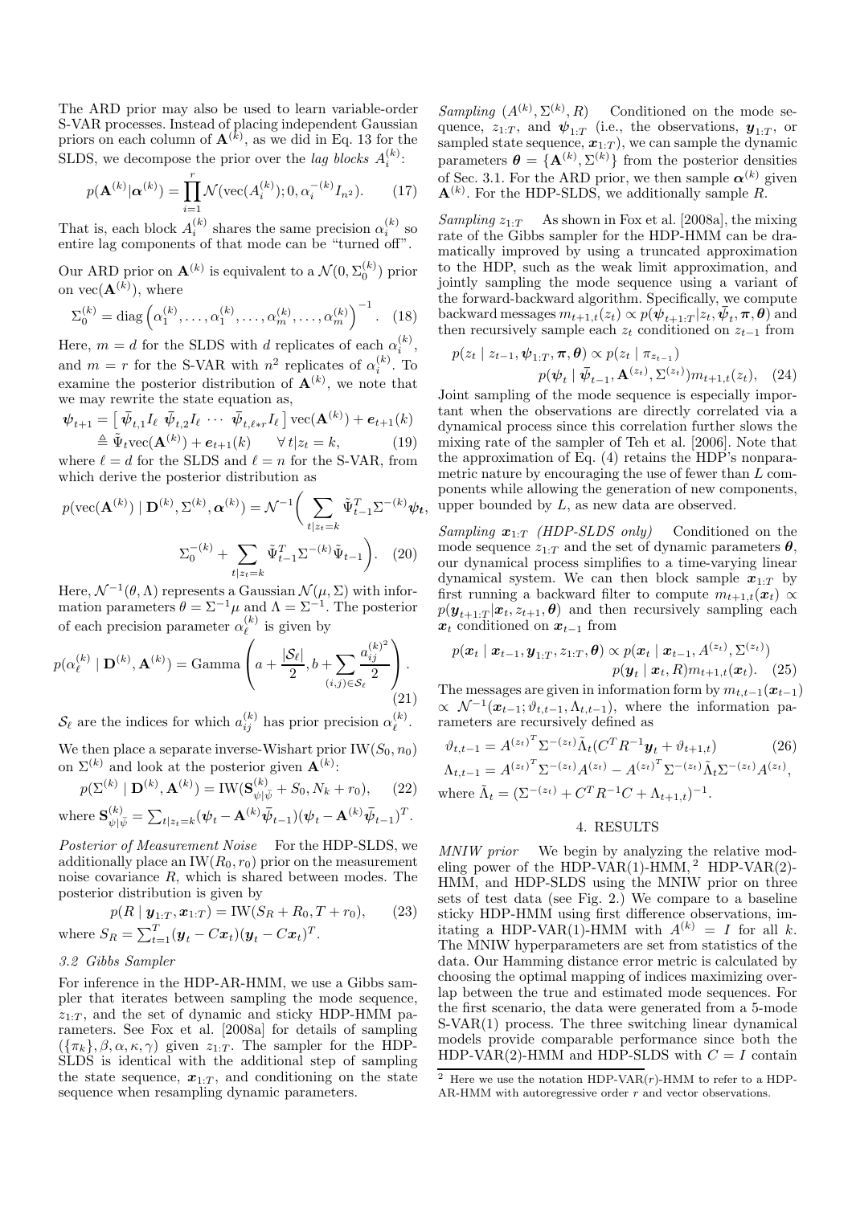The ARD prior may also be used to learn variable-order S-VAR processes. Instead of placing independent Gaussian priors on each column of $\mathbf{A}^{(k)}$, as we did in Eq. 13 for the SLDS, we decompose the prior over the *lag blocks* $A_i^{(k)}$:

$$p(\mathbf{A}^{(k)}|\boldsymbol{\alpha}^{(k)}) = \prod_{i=1}^{r} \mathcal{N}(\text{vec}(A_i^{(k)}); 0, \alpha_i^{-(k)} I_{n^2}). \tag{17}$$

That is, each block $A_i^{(k)}$ shares the same precision $\alpha_i^{(k)}$ so entire lag components of that mode can be "turned off".

Our ARD prior on $\mathbf{A}^{(k)}$ is equivalent to a $\mathcal{N}(0, \Sigma_0^{(k)})$ prior on $\text{vec}(\mathbf{A}^{(k)})$, where

$$\Sigma_0^{(k)} = \text{diag}\left(\alpha_1^{(k)}, \ldots, \alpha_1^{(k)}, \ldots, \alpha_m^{(k)}, \ldots, \alpha_m^{(k)}\right)^{-1}. \tag{18}$$

Here, $m = d$ for the SLDS with $d$ replicates of each $\alpha_i^{(k)}$, and $m = r$ for the S-VAR with $n^2$ replicates of $\alpha_i^{(k)}$. To examine the posterior distribution of $\mathbf{A}^{(k)}$, we note that we may rewrite the state equation as,

$$\begin{aligned}
\boldsymbol{\psi}_{t+1} &= \left[\, \bar{\boldsymbol{\psi}}_{t,1} I_\ell \;\; \bar{\boldsymbol{\psi}}_{t,2} I_\ell \;\; \cdots \;\; \bar{\boldsymbol{\psi}}_{t,\ell * r} I_\ell \,\right] \text{vec}(\mathbf{A}^{(k)}) + \boldsymbol{e}_{t+1}(k) \\
&\triangleq \tilde{\Psi}_t \text{vec}(\mathbf{A}^{(k)}) + \boldsymbol{e}_{t+1}(k) \qquad \forall t | z_t = k,
\end{aligned} \tag{19}$$

where $\ell = d$ for the SLDS and $\ell = n$ for the S-VAR, from which derive the posterior distribution as

$$p(\text{vec}(\mathbf{A}^{(k)}) \mid \mathbf{D}^{(k)}, \Sigma^{(k)}, \boldsymbol{\alpha}^{(k)}) = \mathcal{N}^{-1}\bigg( \sum_{t|z_t=k} \tilde{\Psi}_{t-1}^T \Sigma^{-(k)} \boldsymbol{\psi}_t, \\
\Sigma_0^{-(k)} + \sum_{t|z_t=k} \tilde{\Psi}_{t-1}^T \Sigma^{-(k)} \tilde{\Psi}_{t-1} \bigg). \tag{20}$$

Here, $\mathcal{N}^{-1}(\theta, \Lambda)$ represents a Gaussian $\mathcal{N}(\mu, \Sigma)$ with information parameters $\theta = \Sigma^{-1}\mu$ and $\Lambda = \Sigma^{-1}$. The posterior of each precision parameter $\alpha_\ell^{(k)}$ is given by

$$p(\alpha_\ell^{(k)} \mid \mathbf{D}^{(k)}, \mathbf{A}^{(k)}) = \text{Gamma}\left( a + \frac{|\mathcal{S}_\ell|}{2}, b + \sum_{(i,j) \in \mathcal{S}_\ell} \frac{a_{ij}^{(k)^2}}{2} \right). \tag{21}$$

$\mathcal{S}_\ell$ are the indices for which $a_{ij}^{(k)}$ has prior precision $\alpha_\ell^{(k)}$.

We then place a separate inverse-Wishart prior $\text{IW}(S_0, n_0)$ on $\Sigma^{(k)}$ and look at the posterior given $\mathbf{A}^{(k)}$:

$$p(\Sigma^{(k)} \mid \mathbf{D}^{(k)}, \mathbf{A}^{(k)}) = \text{IW}(\mathbf{S}_{\psi|\bar{\psi}}^{(k)} + S_0, N_k + r_0), \tag{22}$$

where $\mathbf{S}_{\psi|\bar{\psi}}^{(k)} = \sum_{t|z_t=k} (\boldsymbol{\psi}_t - \mathbf{A}^{(k)} \bar{\boldsymbol{\psi}}_{t-1})(\boldsymbol{\psi}_t - \mathbf{A}^{(k)} \bar{\boldsymbol{\psi}}_{t-1})^T$.

*Posterior of Measurement Noise* For the HDP-SLDS, we additionally place an $\text{IW}(R_0, r_0)$ prior on the measurement noise covariance $R$, which is shared between modes. The posterior distribution is given by

$$p(R \mid \boldsymbol{y}_{1:T}, \boldsymbol{x}_{1:T}) = \text{IW}(S_R + R_0, T + r_0), \tag{23}$$

where $S_R = \sum_{t=1}^{T} (\boldsymbol{y}_t - C\boldsymbol{x}_t)(\boldsymbol{y}_t - C\boldsymbol{x}_t)^T$.

### 3.2 Gibbs Sampler

For inference in the HDP-AR-HMM, we use a Gibbs sampler that iterates between sampling the mode sequence, $z_{1:T}$, and the set of dynamic and sticky HDP-HMM parameters. See Fox et al. [2008a] for details of sampling $(\{\pi_k\}, \beta, \alpha, \kappa, \gamma)$ given $z_{1:T}$. The sampler for the HDP-SLDS is identical with the additional step of sampling the state sequence, $\boldsymbol{x}_{1:T}$, and conditioning on the state sequence when resampling dynamic parameters.

*Sampling* $(A^{(k)}, \Sigma^{(k)}, R)$ Conditioned on the mode sequence, $z_{1:T}$, and $\boldsymbol{\psi}_{1:T}$ (i.e., the observations, $\boldsymbol{y}_{1:T}$, or sampled state sequence, $\boldsymbol{x}_{1:T}$), we can sample the dynamic parameters $\boldsymbol{\theta} = \{\mathbf{A}^{(k)}, \Sigma^{(k)}\}$ from the posterior densities of Sec. 3.1. For the ARD prior, we then sample $\boldsymbol{\alpha}^{(k)}$ given $\mathbf{A}^{(k)}$. For the HDP-SLDS, we additionally sample $R$.

*Sampling* $z_{1:T}$ As shown in Fox et al. [2008a], the mixing rate of the Gibbs sampler for the HDP-HMM can be dramatically improved by using a truncated approximation to the HDP, such as the weak limit approximation, and jointly sampling the mode sequence using a variant of the forward-backward algorithm. Specifically, we compute backward messages $m_{t+1,t}(z_t) \propto p(\boldsymbol{\psi}_{t+1:T} | z_t, \bar{\boldsymbol{\psi}}_t, \boldsymbol{\pi}, \boldsymbol{\theta})$ and then recursively sample each $z_t$ conditioned on $z_{t-1}$ from

$$\begin{aligned}
p(z_t \mid z_{t-1}, \boldsymbol{\psi}_{1:T}, \boldsymbol{\pi}, \boldsymbol{\theta}) &\propto p(z_t \mid \pi_{z_{t-1}}) \\
& p(\boldsymbol{\psi}_t \mid \bar{\boldsymbol{\psi}}_{t-1}, \mathbf{A}^{(z_t)}, \Sigma^{(z_t)}) m_{t+1,t}(z_t),
\end{aligned} \tag{24}$$

Joint sampling of the mode sequence is especially important when the observations are directly correlated via a dynamical process since this correlation further slows the mixing rate of the sampler of Teh et al. [2006]. Note that the approximation of Eq. (4) retains the HDP's nonparametric nature by encouraging the use of fewer than $L$ components while allowing the generation of new components, upper bounded by $L$, as new data are observed.

*Sampling* $\boldsymbol{x}_{1:T}$ *(HDP-SLDS only)* Conditioned on the mode sequence $z_{1:T}$ and the set of dynamic parameters $\boldsymbol{\theta}$, our dynamical process simplifies to a time-varying linear dynamical system. We can then block sample $\boldsymbol{x}_{1:T}$ by first running a backward filter to compute $m_{t+1,t}(\boldsymbol{x}_t) \propto p(\boldsymbol{y}_{t+1:T} | \boldsymbol{x}_t, z_{t+1}, \boldsymbol{\theta})$ and then recursively sampling each $\boldsymbol{x}_t$ conditioned on $\boldsymbol{x}_{t-1}$ from

$$\begin{aligned}
p(\boldsymbol{x}_t \mid \boldsymbol{x}_{t-1}, \boldsymbol{y}_{1:T}, z_{1:T}, \boldsymbol{\theta}) &\propto p(\boldsymbol{x}_t \mid \boldsymbol{x}_{t-1}, A^{(z_t)}, \Sigma^{(z_t)}) \\
& p(\boldsymbol{y}_t \mid \boldsymbol{x}_t, R) m_{t+1,t}(\boldsymbol{x}_t).
\end{aligned} \tag{25}$$

The messages are given in information form by $m_{t,t-1}(\boldsymbol{x}_{t-1}) \propto \mathcal{N}^{-1}(\boldsymbol{x}_{t-1}; \vartheta_{t,t-1}, \Lambda_{t,t-1})$, where the information parameters are recursively defined as

$$\begin{aligned}
\vartheta_{t,t-1} &= A^{(z_t)^T} \Sigma^{-(z_t)} \tilde{\Lambda}_t (C^T R^{-1} \boldsymbol{y}_t + \vartheta_{t+1,t}) \qquad (26) \\
\Lambda_{t,t-1} &= A^{(z_t)^T} \Sigma^{-(z_t)} A^{(z_t)} - A^{(z_t)^T} \Sigma^{-(z_t)} \tilde{\Lambda}_t \Sigma^{-(z_t)} A^{(z_t)},
\end{aligned}$$

where $\tilde{\Lambda}_t = (\Sigma^{-(z_t)} + C^T R^{-1} C + \Lambda_{t+1,t})^{-1}$.

## 4. RESULTS

*MNIW prior* We begin by analyzing the relative modeling power of the HDP-VAR(1)-HMM,[2] HDP-VAR(2)-HMM, and HDP-SLDS using the MNIW prior on three sets of test data (see Fig. 2.) We compare to a baseline sticky HDP-HMM using first difference observations, imitating a HDP-VAR(1)-HMM with $A^{(k)} = I$ for all $k$. The MNIW hyperparameters are set from statistics of the data. Our Hamming distance error metric is calculated by choosing the optimal mapping of indices maximizing overlap between the true and estimated mode sequences. For the first scenario, the data were generated from a 5-mode S-VAR(1) process. The three switching linear dynamical models provide comparable performance since both the HDP-VAR(2)-HMM and HDP-SLDS with $C = I$ contain

[2] Here we use the notation HDP-VAR($r$)-HMM to refer to a HDP-AR-HMM with autoregressive order $r$ and vector observations.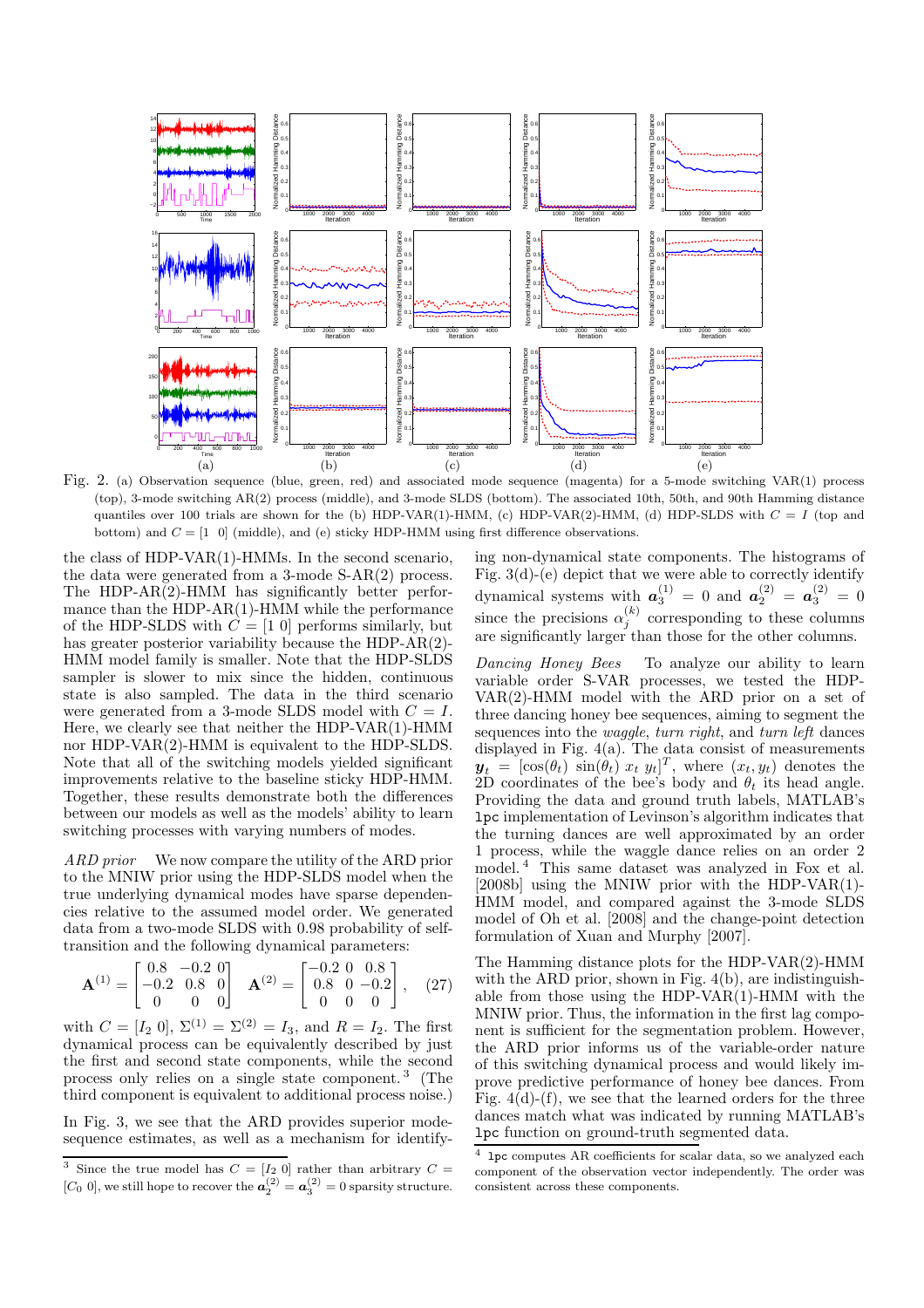Fig. 2. (a) Observation sequence (blue, green, red) and associated mode sequence (magenta) for a 5-mode switching VAR(1) process (top), 3-mode switching AR(2) process (middle), and 3-mode SLDS (bottom). The associated 10th, 50th, and 90th Hamming distance quantiles over 100 trials are shown for the (b) HDP-VAR(1)-HMM, (c) HDP-VAR(2)-HMM, (d) HDP-SLDS with $C = I$ (top and bottom) and $C = [1 \;\; 0]$ (middle), and (e) sticky HDP-HMM using first difference observations.

the class of HDP-VAR(1)-HMMs. In the second scenario, the data were generated from a 3-mode S-AR(2) process. The HDP-AR(2)-HMM has significantly better performance than the HDP-AR(1)-HMM while the performance of the HDP-SLDS with $C = [1 \;\, 0]$ performs similarly, but has greater posterior variability because the HDP-AR(2)-HMM model family is smaller. Note that the HDP-SLDS sampler is slower to mix since the hidden, continuous state is also sampled. The data in the third scenario were generated from a 3-mode SLDS model with $C = I$. Here, we clearly see that neither the HDP-VAR(1)-HMM nor HDP-VAR(2)-HMM is equivalent to the HDP-SLDS. Note that all of the switching models yielded significant improvements relative to the baseline sticky HDP-HMM. Together, these results demonstrate both the differences between our models as well as the models' ability to learn switching processes with varying numbers of modes.

*ARD prior* We now compare the utility of the ARD prior to the MNIW prior using the HDP-SLDS model when the true underlying dynamical modes have sparse dependencies relative to the assumed model order. We generated data from a two-mode SLDS with 0.98 probability of self-transition and the following dynamical parameters:

$$\mathbf{A}^{(1)} = \begin{bmatrix} 0.8 & -0.2 & 0 \\ -0.2 & 0.8 & 0 \\ 0 & 0 & 0 \end{bmatrix} \quad \mathbf{A}^{(2)} = \begin{bmatrix} -0.2 & 0 & 0.8 \\ 0.8 & 0 & -0.2 \\ 0 & 0 & 0 \end{bmatrix}, \quad (27)$$

with $C = [I_2 \; 0]$, $\Sigma^{(1)} = \Sigma^{(2)} = I_3$, and $R = I_2$. The first dynamical process can be equivalently described by just the first and second state components, while the second process only relies on a single state component.[3] (The third component is equivalent to additional process noise.)

In Fig. 3, we see that the ARD provides superior mode-sequence estimates, as well as a mechanism for identifying non-dynamical state components. The histograms of Fig. 3(d)-(e) depict that we were able to correctly identify dynamical systems with $\boldsymbol{a}_3^{(1)} = 0$ and $\boldsymbol{a}_2^{(2)} = \boldsymbol{a}_3^{(2)} = 0$ since the precisions $\alpha_j^{(k)}$ corresponding to these columns are significantly larger than those for the other columns.

*Dancing Honey Bees* To analyze our ability to learn variable order S-VAR processes, we tested the HDP-VAR(2)-HMM model with the ARD prior on a set of three dancing honey bee sequences, aiming to segment the sequences into the *waggle*, *turn right*, and *turn left* dances displayed in Fig. 4(a). The data consist of measurements $\boldsymbol{y}_t = [\cos(\theta_t) \; \sin(\theta_t) \; x_t \; y_t]^T$, where $(x_t, y_t)$ denotes the 2D coordinates of the bee's body and $\theta_t$ its head angle. Providing the data and ground truth labels, MATLAB's `lpc` implementation of Levinson's algorithm indicates that the turning dances are well approximated by an order 1 process, while the waggle dance relies on an order 2 model.[4] This same dataset was analyzed in Fox et al. [2008b] using the MNIW prior with the HDP-VAR(1)-HMM model, and compared against the 3-mode SLDS model of Oh et al. [2008] and the change-point detection formulation of Xuan and Murphy [2007].

The Hamming distance plots for the HDP-VAR(2)-HMM with the ARD prior, shown in Fig. 4(b), are indistinguishable from those using the HDP-VAR(1)-HMM with the MNIW prior. Thus, the information in the first lag component is sufficient for the segmentation problem. However, the ARD prior informs us of the variable-order nature of this switching dynamical process and would likely improve predictive performance of honey bee dances. From Fig. 4(d)-(f), we see that the learned orders for the three dances match what was indicated by running MATLAB's `lpc` function on ground-truth segmented data.

[3] Since the true model has $C = [I_2 \; 0]$ rather than arbitrary $C = [C_0 \; 0]$, we still hope to recover the $\boldsymbol{a}_2^{(2)} = \boldsymbol{a}_3^{(2)} = 0$ sparsity structure.

[4] `lpc` computes AR coefficients for scalar data, so we analyzed each component of the observation vector independently. The order was consistent across these components.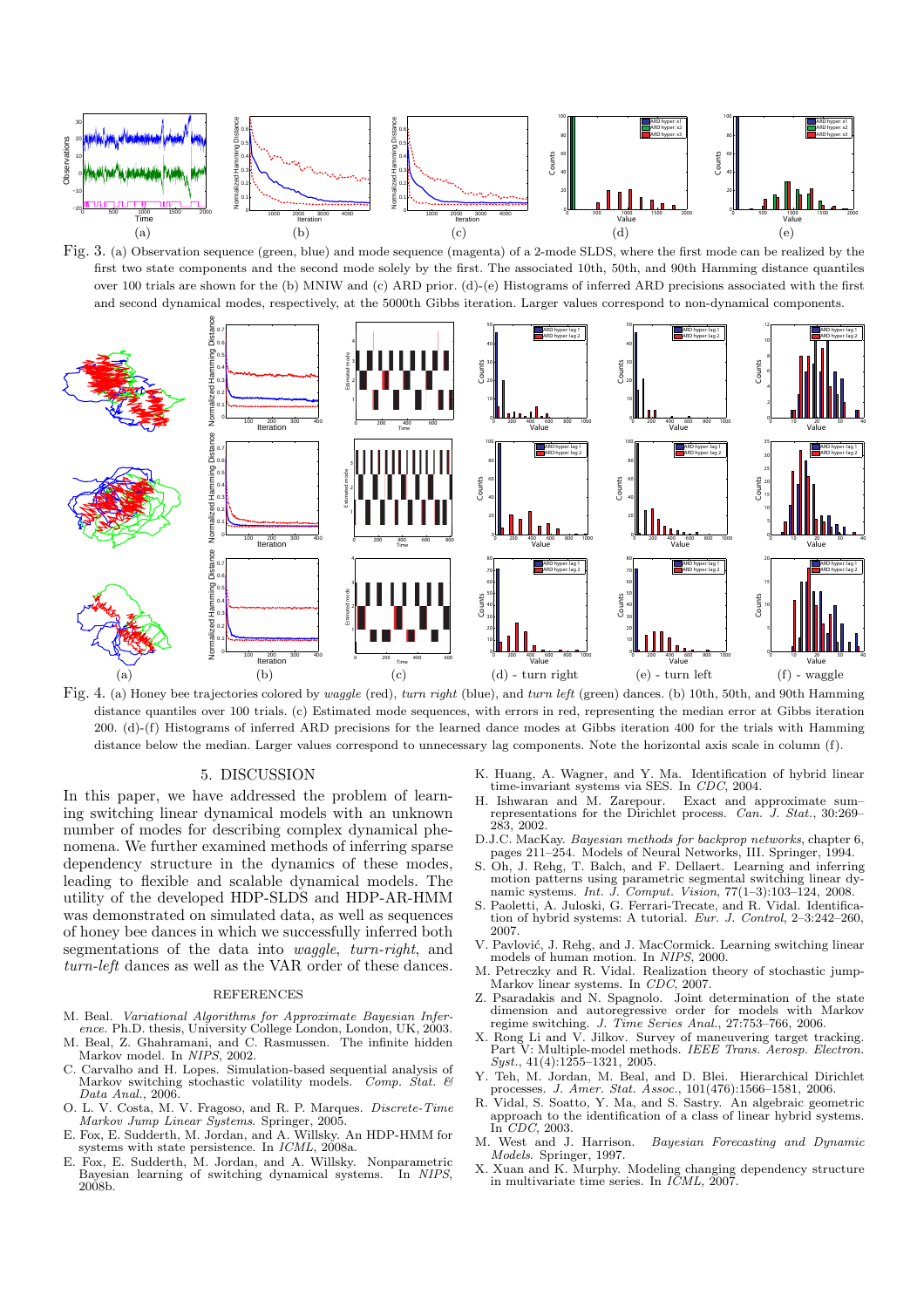Fig. 3. (a) Observation sequence (green, blue) and mode sequence (magenta) of a 2-mode SLDS, where the first mode can be realized by the first two state components and the second mode solely by the first. The associated 10th, 50th, and 90th Hamming distance quantiles over 100 trials are shown for the (b) MNIW and (c) ARD prior. (d)-(e) Histograms of inferred ARD precisions associated with the first and second dynamical modes, respectively, at the 5000th Gibbs iteration. Larger values correspond to non-dynamical components.

Fig. 4. (a) Honey bee trajectories colored by *waggle* (red), *turn right* (blue), and *turn left* (green) dances. (b) 10th, 50th, and 90th Hamming distance quantiles over 100 trials. (c) Estimated mode sequences, with errors in red, representing the median error at Gibbs iteration 200. (d)-(f) Histograms of inferred ARD precisions for the learned dance modes at Gibbs iteration 400 for the trials with Hamming distance below the median. Larger values correspond to unnecessary lag components. Note the horizontal axis scale in column (f).

## 5. DISCUSSION

In this paper, we have addressed the problem of learning switching linear dynamical models with an unknown number of modes for describing complex dynamical phenomena. We further examined methods of inferring sparse dependency structure in the dynamics of these modes, leading to flexible and scalable dynamical models. The utility of the developed HDP-SLDS and HDP-AR-HMM was demonstrated on simulated data, as well as sequences of honey bee dances in which we successfully inferred both segmentations of the data into *waggle*, *turn-right*, and *turn-left* dances as well as the VAR order of these dances.

## REFERENCES

M. Beal. *Variational Algorithms for Approximate Bayesian Inference*. Ph.D. thesis, University College London, London, UK, 2003.

M. Beal, Z. Ghahramani, and C. Rasmussen. The infinite hidden Markov model. In *NIPS*, 2002.

C. Carvalho and H. Lopes. Simulation-based sequential analysis of Markov switching stochastic volatility models. *Comp. Stat. & Data Anal.*, 2006.

O. L. V. Costa, M. V. Fragoso, and R. P. Marques. *Discrete-Time Markov Jump Linear Systems*. Springer, 2005.

E. Fox, E. Sudderth, M. Jordan, and A. Willsky. An HDP-HMM for systems with state persistence. In *ICML*, 2008a.

E. Fox, E. Sudderth, M. Jordan, and A. Willsky. Nonparametric Bayesian learning of switching dynamical systems. In *NIPS*, 2008b.

K. Huang, A. Wagner, and Y. Ma. Identification of hybrid linear time-invariant systems via SES. In *CDC*, 2004.

H. Ishwaran and M. Zarepour. Exact and approximate sum–representations for the Dirichlet process. *Can. J. Stat.*, 30:269–283, 2002.

D.J.C. MacKay. *Bayesian methods for backprop networks*, chapter 6, pages 211–254. Models of Neural Networks, III. Springer, 1994.

S. Oh, J. Rehg, T. Balch, and F. Dellaert. Learning and inferring motion patterns using parametric segmental switching linear dynamic systems. *Int. J. Comput. Vision*, 77(1–3):103–124, 2008.

S. Paoletti, A. Juloski, G. Ferrari-Trecate, and R. Vidal. Identification of hybrid systems: A tutorial. *Eur. J. Control*, 2–3:242–260, 2007.

V. Pavlović, J. Rehg, and J. MacCormick. Learning switching linear models of human motion. In *NIPS*, 2000.

M. Petreczky and R. Vidal. Realization theory of stochastic jump-Markov linear systems. In *CDC*, 2007.

Z. Psaradakis and N. Spagnolo. Joint determination of the state dimension and autoregressive order for models with Markov regime switching. *J. Time Series Anal.*, 27:753–766, 2006.

X. Rong Li and V. Jilkov. Survey of maneuvering target tracking. Part V: Multiple-model methods. *IEEE Trans. Aerosp. Electron. Syst.*, 41(4):1255–1321, 2005.

Y. Teh, M. Jordan, M. Beal, and D. Blei. Hierarchical Dirichlet processes. *J. Amer. Stat. Assoc.*, 101(476):1566–1581, 2006.

R. Vidal, S. Soatto, Y. Ma, and S. Sastry. An algebraic geometric approach to the identification of a class of linear hybrid systems. In *CDC*, 2003.

M. West and J. Harrison. *Bayesian Forecasting and Dynamic Models*. Springer, 1997.

X. Xuan and K. Murphy. Modeling changing dependency structure in multivariate time series. In *ICML*, 2007.